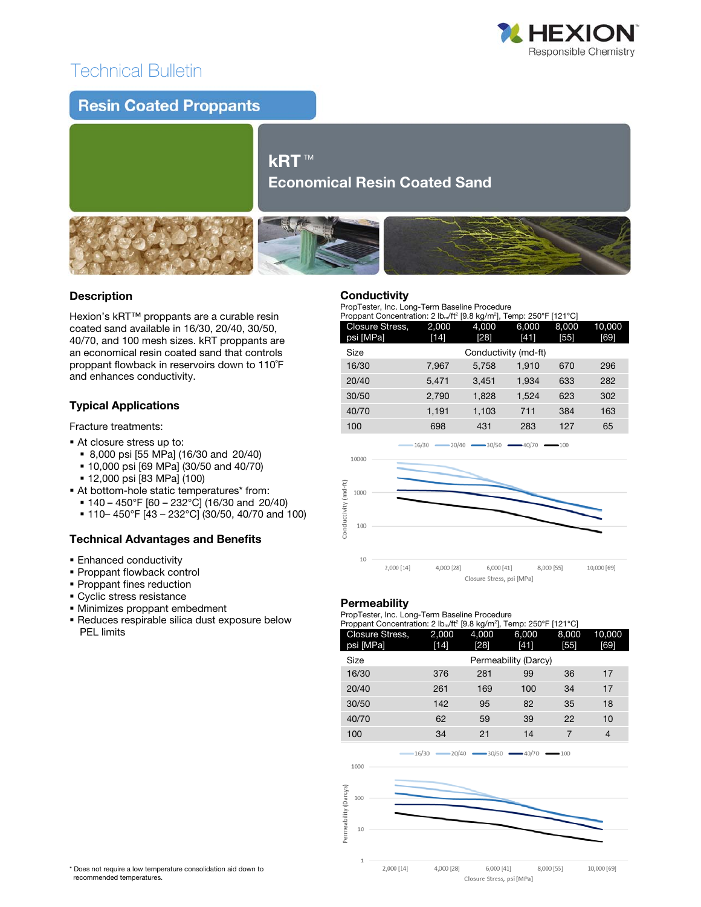# Technical Bulletin

## Resin Coated Proppants

# kRT™
## Economical Resin Coated Sand

### Description

Hexion's kRT™ proppants are a curable resin coated sand available in 16/30, 20/40, 30/50, 40/70, and 100 mesh sizes. kRT proppants are an economical resin coated sand that controls proppant flowback in reservoirs down to 110˚F and enhances conductivity.

### Typical Applications

Fracture treatments:

- At closure stress up to:
  - 8,000 psi [55 MPa] (16/30 and 20/40)
  - 10,000 psi [69 MPa] (30/50 and 40/70)
  - 12,000 psi [83 MPa] (100)
- At bottom-hole static temperatures* from:
  - 140 – 450°F [60 – 232°C] (16/30 and 20/40)
  - 110– 450°F [43 – 232°C] (30/50, 40/70 and 100)

### Technical Advantages and Benefits

- Enhanced conductivity
- Proppant flowback control
- Proppant fines reduction
- Cyclic stress resistance
- Minimizes proppant embedment
- Reduces respirable silica dust exposure below PEL limits

### Conductivity

PropTester, Inc. Long-Term Baseline Procedure
Proppant Concentration: 2 $lb_m/ft^2$ [9.8 kg/m²], Temp: 250°F [121°C]

| Closure Stress, psi [MPa] | 2,000 [14] | 4,000 [28] | 6,000 [41] | 8,000 [55] | 10,000 [69] |
|---|---|---|---|---|---|
| Size | Conductivity (md-ft) | | | | |
| 16/30 | 7,967 | 5,758 | 1,910 | 670 | 296 |
| 20/40 | 5,471 | 3,451 | 1,934 | 633 | 282 |
| 30/50 | 2,790 | 1,828 | 1,524 | 623 | 302 |
| 40/70 | 1,191 | 1,103 | 711 | 384 | 163 |
| 100 | 698 | 431 | 283 | 127 | 65 |

### Permeability

PropTester, Inc. Long-Term Baseline Procedure
Proppant Concentration: 2 $lb_m/ft^2$ [9.8 kg/m²], Temp: 250°F [121°C]

| Closure Stress, psi [MPa] | 2,000 [14] | 4,000 [28] | 6,000 [41] | 8,000 [55] | 10,000 [69] |
|---|---|---|---|---|---|
| Size | Permeability (Darcy) | | | | |
| 16/30 | 376 | 281 | 99 | 36 | 17 |
| 20/40 | 261 | 169 | 100 | 34 | 17 |
| 30/50 | 142 | 95 | 82 | 35 | 18 |
| 40/70 | 62 | 59 | 39 | 22 | 10 |
| 100 | 34 | 21 | 14 | 7 | 4 |

\* Does not require a low temperature consolidation aid down to recommended temperatures.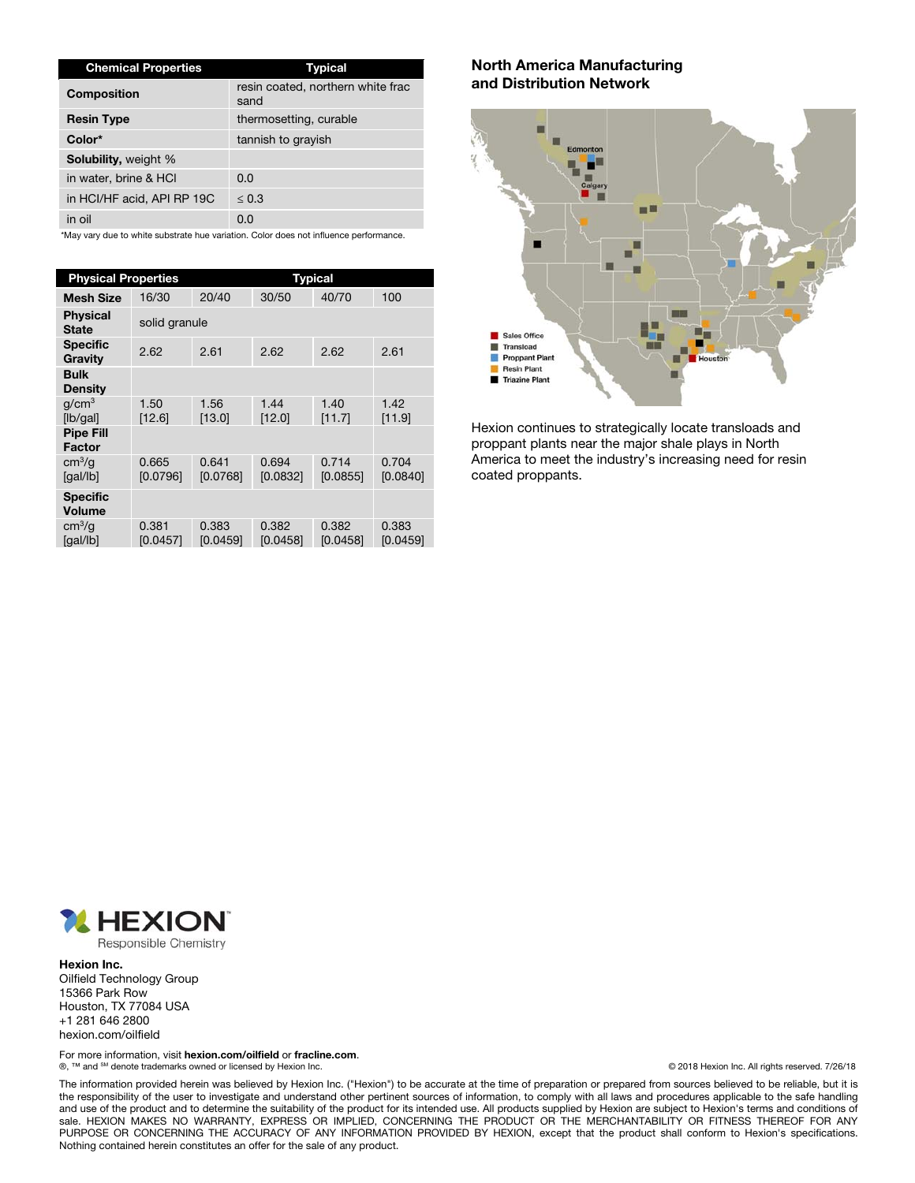| Chemical Properties | Typical |
|---|---|
| **Composition** | resin coated, northern white frac sand |
| **Resin Type** | thermosetting, curable |
| **Color*** | tannish to grayish |
| **Solubility,** weight % | |
| in water, brine & HCl | 0.0 |
| in HCl/HF acid, API RP 19C | ≤ 0.3 |
| in oil | 0.0 |

*May vary due to white substrate hue variation. Color does not influence performance.

| Physical Properties | Typical | | | | |
|---|---|---|---|---|---|
| **Mesh Size** | 16/30 | 20/40 | 30/50 | 40/70 | 100 |
| **Physical State** | solid granule | | | | |
| **Specific Gravity** | 2.62 | 2.61 | 2.62 | 2.62 | 2.61 |
| **Bulk Density** | | | | | |
| $g/cm^3$ [lb/gal] | 1.50 [12.6] | 1.56 [13.0] | 1.44 [12.0] | 1.40 [11.7] | 1.42 [11.9] |
| **Pipe Fill Factor** | | | | | |
| $cm^3/g$ [gal/lb] | 0.665 [0.0796] | 0.641 [0.0768] | 0.694 [0.0832] | 0.714 [0.0855] | 0.704 [0.0840] |
| **Specific Volume** | | | | | |
| $cm^3/g$ [gal/lb] | 0.381 [0.0457] | 0.383 [0.0459] | 0.382 [0.0458] | 0.382 [0.0458] | 0.383 [0.0459] |

## North America Manufacturing and Distribution Network

Edmonton
Calgary
Houston
Sales Office
Transload
Proppant Plant
Resin Plant
Triazine Plant

Hexion continues to strategically locate transloads and proppant plants near the major shale plays in North America to meet the industry's increasing need for resin coated proppants.

HEXION™
Responsible Chemistry

**Hexion Inc.**
Oilfield Technology Group
15366 Park Row
Houston, TX 77084 USA
+1 281 646 2800
hexion.com/oilfield

For more information, visit **hexion.com/oilfield** or **fracline.com**.
®, ™ and SM denote trademarks owned or licensed by Hexion Inc.

© 2018 Hexion Inc. All rights reserved. 7/26/18

The information provided herein was believed by Hexion Inc. ("Hexion") to be accurate at the time of preparation or prepared from sources believed to be reliable, but it is the responsibility of the user to investigate and understand other pertinent sources of information, to comply with all laws and procedures applicable to the safe handling and use of the product and to determine the suitability of the product for its intended use. All products supplied by Hexion are subject to Hexion's terms and conditions of sale. HEXION MAKES NO WARRANTY, EXPRESS OR IMPLIED, CONCERNING THE PRODUCT OR THE MERCHANTABILITY OR FITNESS THEREOF FOR ANY PURPOSE OR CONCERNING THE ACCURACY OF ANY INFORMATION PROVIDED BY HEXION, except that the product shall conform to Hexion's specifications. Nothing contained herein constitutes an offer for the sale of any product.